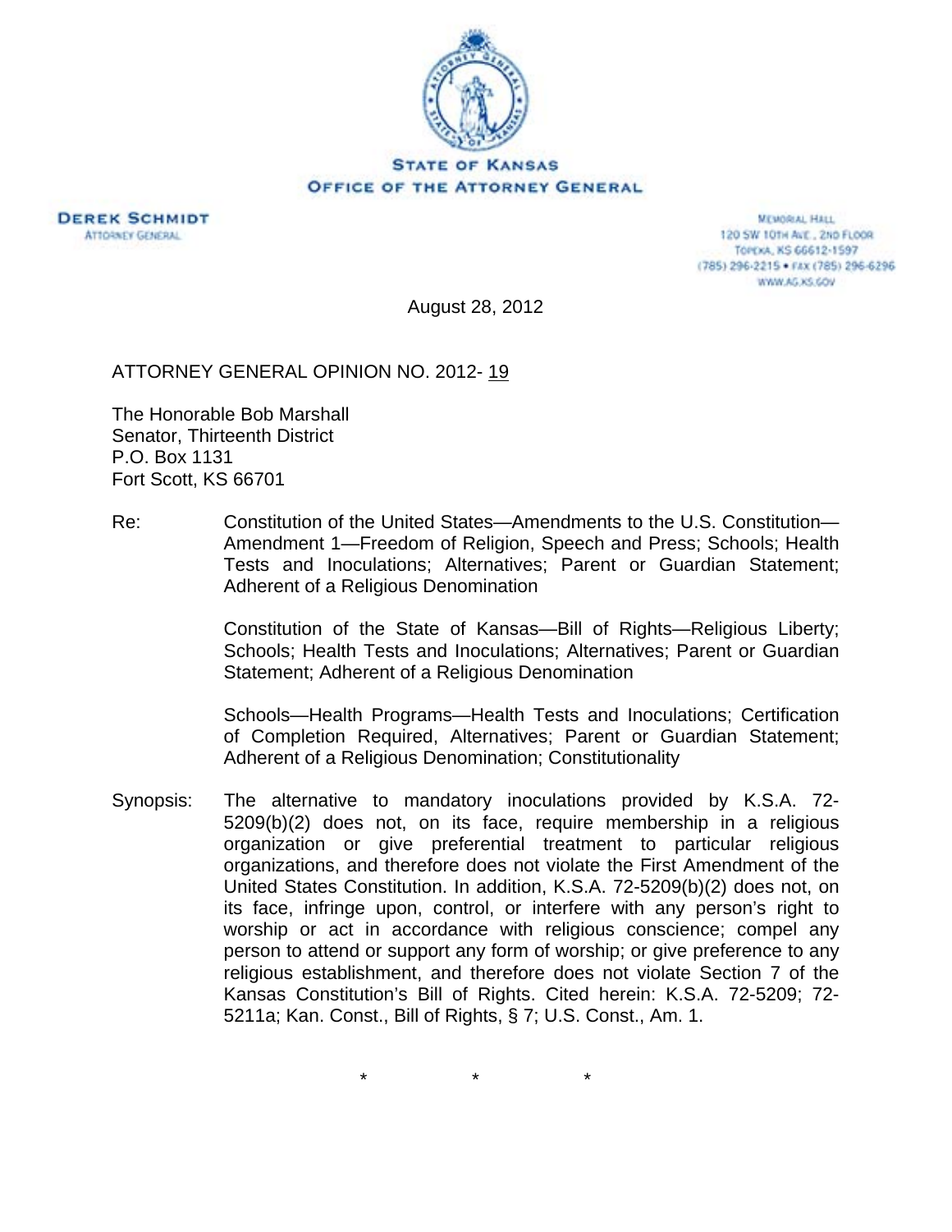**STATE OF KANSAS**
**OFFICE OF THE ATTORNEY GENERAL**

**DEREK SCHMIDT**
ATTORNEY GENERAL

MEMORIAL HALL
120 SW 10TH AVE., 2ND FLOOR
TOPEKA, KS 66612-1597
(785) 296-2215 • FAX (785) 296-6296
WWW.AG.KS.GOV

August 28, 2012

ATTORNEY GENERAL OPINION NO. 2012- 19

The Honorable Bob Marshall
Senator, Thirteenth District
P.O. Box 1131
Fort Scott, KS 66701

Re: Constitution of the United States—Amendments to the U.S. Constitution—Amendment 1—Freedom of Religion, Speech and Press; Schools; Health Tests and Inoculations; Alternatives; Parent or Guardian Statement; Adherent of a Religious Denomination

Constitution of the State of Kansas—Bill of Rights—Religious Liberty; Schools; Health Tests and Inoculations; Alternatives; Parent or Guardian Statement; Adherent of a Religious Denomination

Schools—Health Programs—Health Tests and Inoculations; Certification of Completion Required, Alternatives; Parent or Guardian Statement; Adherent of a Religious Denomination; Constitutionality

Synopsis: The alternative to mandatory inoculations provided by K.S.A. 72-5209(b)(2) does not, on its face, require membership in a religious organization or give preferential treatment to particular religious organizations, and therefore does not violate the First Amendment of the United States Constitution. In addition, K.S.A. 72-5209(b)(2) does not, on its face, infringe upon, control, or interfere with any person's right to worship or act in accordance with religious conscience; compel any person to attend or support any form of worship; or give preference to any religious establishment, and therefore does not violate Section 7 of the Kansas Constitution's Bill of Rights. Cited herein: K.S.A. 72-5209; 72-5211a; Kan. Const., Bill of Rights, § 7; U.S. Const., Am. 1.

\* \* \*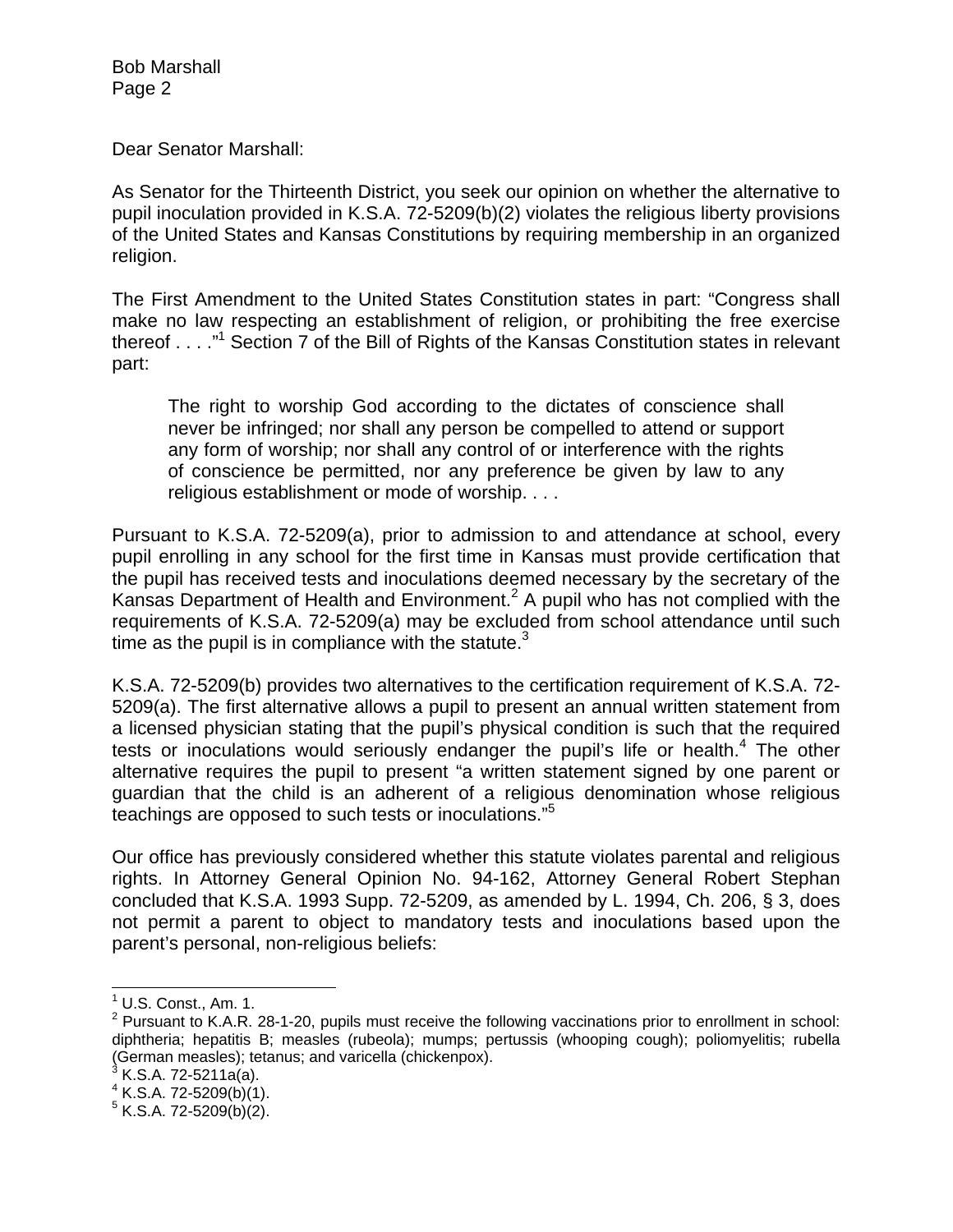Dear Senator Marshall:

As Senator for the Thirteenth District, you seek our opinion on whether the alternative to pupil inoculation provided in K.S.A. 72-5209(b)(2) violates the religious liberty provisions of the United States and Kansas Constitutions by requiring membership in an organized religion.

The First Amendment to the United States Constitution states in part: "Congress shall make no law respecting an establishment of religion, or prohibiting the free exercise thereof . . . ."[1] Section 7 of the Bill of Rights of the Kansas Constitution states in relevant part:

> The right to worship God according to the dictates of conscience shall never be infringed; nor shall any person be compelled to attend or support any form of worship; nor shall any control of or interference with the rights of conscience be permitted, nor any preference be given by law to any religious establishment or mode of worship. . . .

Pursuant to K.S.A. 72-5209(a), prior to admission to and attendance at school, every pupil enrolling in any school for the first time in Kansas must provide certification that the pupil has received tests and inoculations deemed necessary by the secretary of the Kansas Department of Health and Environment.[2] A pupil who has not complied with the requirements of K.S.A. 72-5209(a) may be excluded from school attendance until such time as the pupil is in compliance with the statute.[3]

K.S.A. 72-5209(b) provides two alternatives to the certification requirement of K.S.A. 72-5209(a). The first alternative allows a pupil to present an annual written statement from a licensed physician stating that the pupil's physical condition is such that the required tests or inoculations would seriously endanger the pupil's life or health.[4] The other alternative requires the pupil to present "a written statement signed by one parent or guardian that the child is an adherent of a religious denomination whose religious teachings are opposed to such tests or inoculations."[5]

Our office has previously considered whether this statute violates parental and religious rights. In Attorney General Opinion No. 94-162, Attorney General Robert Stephan concluded that K.S.A. 1993 Supp. 72-5209, as amended by L. 1994, Ch. 206, § 3, does not permit a parent to object to mandatory tests and inoculations based upon the parent's personal, non-religious beliefs:

---

[1] U.S. Const., Am. 1.

[2] Pursuant to K.A.R. 28-1-20, pupils must receive the following vaccinations prior to enrollment in school: diphtheria; hepatitis B; measles (rubeola); mumps; pertussis (whooping cough); poliomyelitis; rubella (German measles); tetanus; and varicella (chickenpox).

[3] K.S.A. 72-5211a(a).

[4] K.S.A. 72-5209(b)(1).

[5] K.S.A. 72-5209(b)(2).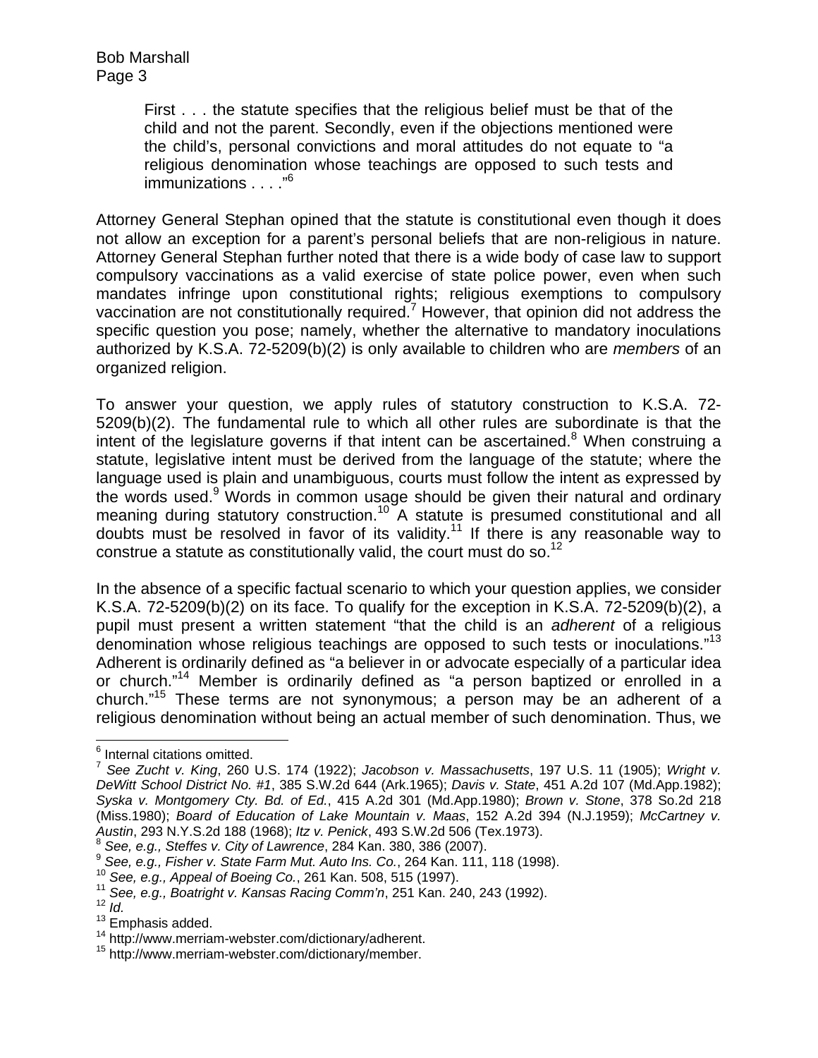> First . . . the statute specifies that the religious belief must be that of the child and not the parent. Secondly, even if the objections mentioned were the child's, personal convictions and moral attitudes do not equate to "a religious denomination whose teachings are opposed to such tests and immunizations . . . ."[6]

Attorney General Stephan opined that the statute is constitutional even though it does not allow an exception for a parent's personal beliefs that are non-religious in nature. Attorney General Stephan further noted that there is a wide body of case law to support compulsory vaccinations as a valid exercise of state police power, even when such mandates infringe upon constitutional rights; religious exemptions to compulsory vaccination are not constitutionally required.[7] However, that opinion did not address the specific question you pose; namely, whether the alternative to mandatory inoculations authorized by K.S.A. 72-5209(b)(2) is only available to children who are *members* of an organized religion.

To answer your question, we apply rules of statutory construction to K.S.A. 72-5209(b)(2). The fundamental rule to which all other rules are subordinate is that the intent of the legislature governs if that intent can be ascertained.[8] When construing a statute, legislative intent must be derived from the language of the statute; where the language used is plain and unambiguous, courts must follow the intent as expressed by the words used.[9] Words in common usage should be given their natural and ordinary meaning during statutory construction.[10] A statute is presumed constitutional and all doubts must be resolved in favor of its validity.[11] If there is any reasonable way to construe a statute as constitutionally valid, the court must do so.[12]

In the absence of a specific factual scenario to which your question applies, we consider K.S.A. 72-5209(b)(2) on its face. To qualify for the exception in K.S.A. 72-5209(b)(2), a pupil must present a written statement "that the child is an *adherent* of a religious denomination whose religious teachings are opposed to such tests or inoculations."[13] Adherent is ordinarily defined as "a believer in or advocate especially of a particular idea or church."[14] Member is ordinarily defined as "a person baptized or enrolled in a church."[15] These terms are not synonymous; a person may be an adherent of a religious denomination without being an actual member of such denomination. Thus, we

---

[6] Internal citations omitted.

[7] *See Zucht v. King*, 260 U.S. 174 (1922); *Jacobson v. Massachusetts*, 197 U.S. 11 (1905); *Wright v. DeWitt School District No. #1*, 385 S.W.2d 644 (Ark.1965); *Davis v. State*, 451 A.2d 107 (Md.App.1982); *Syska v. Montgomery Cty. Bd. of Ed.*, 415 A.2d 301 (Md.App.1980); *Brown v. Stone*, 378 So.2d 218 (Miss.1980); *Board of Education of Lake Mountain v. Maas*, 152 A.2d 394 (N.J.1959); *McCartney v. Austin*, 293 N.Y.S.2d 188 (1968); *Itz v. Penick*, 493 S.W.2d 506 (Tex.1973).

[8] *See, e.g., Steffes v. City of Lawrence*, 284 Kan. 380, 386 (2007).

[9] *See, e.g., Fisher v. State Farm Mut. Auto Ins. Co.*, 264 Kan. 111, 118 (1998).

[10] *See, e.g., Appeal of Boeing Co.*, 261 Kan. 508, 515 (1997).

[11] *See, e.g., Boatright v. Kansas Racing Comm'n*, 251 Kan. 240, 243 (1992).

[12] *Id.*

[13] Emphasis added.

[14] http://www.merriam-webster.com/dictionary/adherent.

[15] http://www.merriam-webster.com/dictionary/member.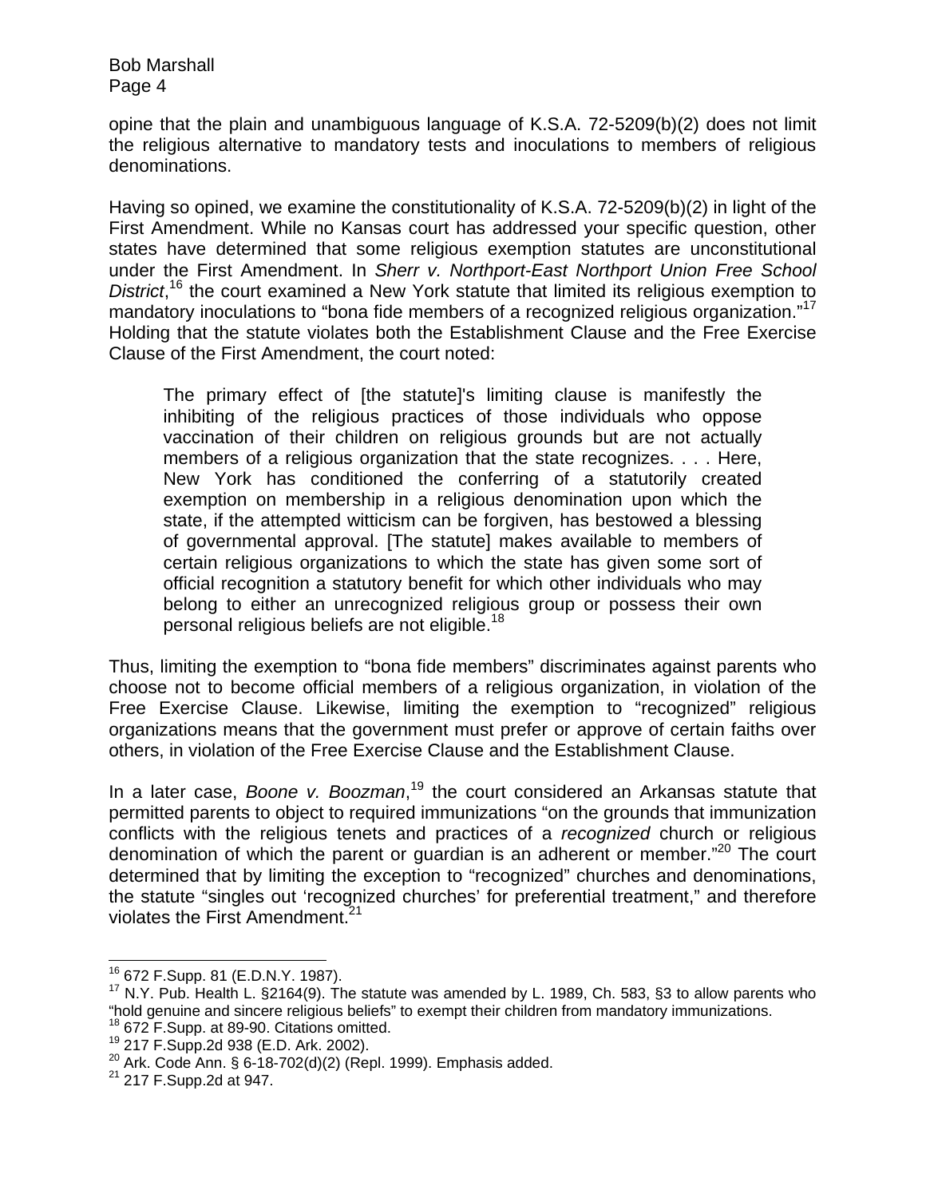opine that the plain and unambiguous language of K.S.A. 72-5209(b)(2) does not limit the religious alternative to mandatory tests and inoculations to members of religious denominations.

Having so opined, we examine the constitutionality of K.S.A. 72-5209(b)(2) in light of the First Amendment. While no Kansas court has addressed your specific question, other states have determined that some religious exemption statutes are unconstitutional under the First Amendment. In *Sherr v. Northport-East Northport Union Free School District*,[16] the court examined a New York statute that limited its religious exemption to mandatory inoculations to "bona fide members of a recognized religious organization."[17] Holding that the statute violates both the Establishment Clause and the Free Exercise Clause of the First Amendment, the court noted:

> The primary effect of [the statute]'s limiting clause is manifestly the inhibiting of the religious practices of those individuals who oppose vaccination of their children on religious grounds but are not actually members of a religious organization that the state recognizes. . . . Here, New York has conditioned the conferring of a statutorily created exemption on membership in a religious denomination upon which the state, if the attempted witticism can be forgiven, has bestowed a blessing of governmental approval. [The statute] makes available to members of certain religious organizations to which the state has given some sort of official recognition a statutory benefit for which other individuals who may belong to either an unrecognized religious group or possess their own personal religious beliefs are not eligible.[18]

Thus, limiting the exemption to "bona fide members" discriminates against parents who choose not to become official members of a religious organization, in violation of the Free Exercise Clause. Likewise, limiting the exemption to "recognized" religious organizations means that the government must prefer or approve of certain faiths over others, in violation of the Free Exercise Clause and the Establishment Clause.

In a later case, *Boone v. Boozman*,[19] the court considered an Arkansas statute that permitted parents to object to required immunizations "on the grounds that immunization conflicts with the religious tenets and practices of a *recognized* church or religious denomination of which the parent or guardian is an adherent or member."[20] The court determined that by limiting the exception to "recognized" churches and denominations, the statute "singles out 'recognized churches' for preferential treatment," and therefore violates the First Amendment.[21]

---

[16] 672 F.Supp. 81 (E.D.N.Y. 1987).

[17] N.Y. Pub. Health L. §2164(9). The statute was amended by L. 1989, Ch. 583, §3 to allow parents who "hold genuine and sincere religious beliefs" to exempt their children from mandatory immunizations.

[18] 672 F.Supp. at 89-90. Citations omitted.

[19] 217 F.Supp.2d 938 (E.D. Ark. 2002).

[20] Ark. Code Ann. § 6-18-702(d)(2) (Repl. 1999). Emphasis added.

[21] 217 F.Supp.2d at 947.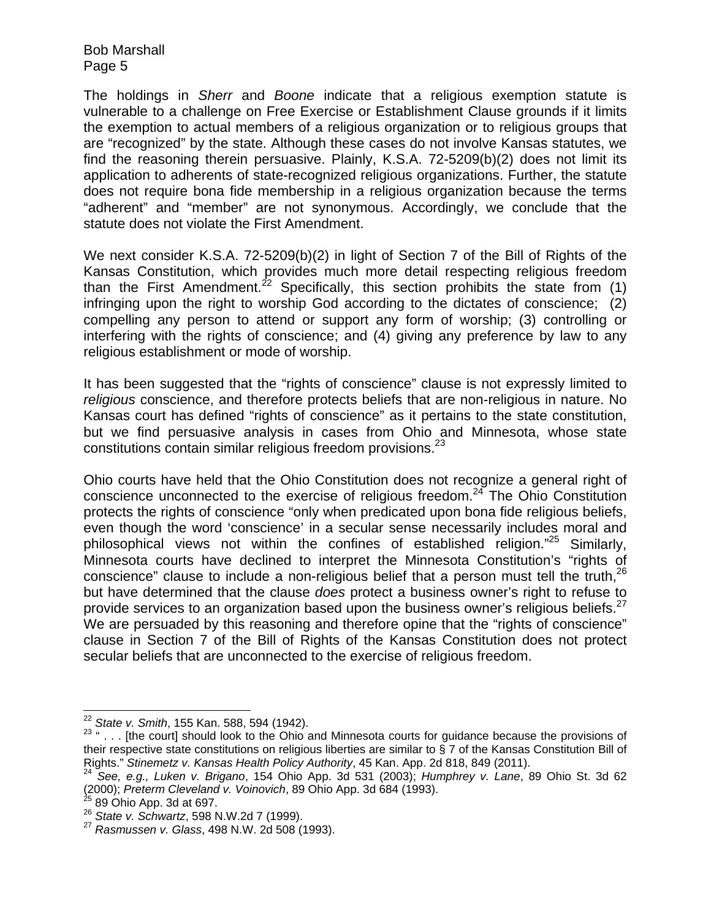The holdings in *Sherr* and *Boone* indicate that a religious exemption statute is vulnerable to a challenge on Free Exercise or Establishment Clause grounds if it limits the exemption to actual members of a religious organization or to religious groups that are "recognized" by the state. Although these cases do not involve Kansas statutes, we find the reasoning therein persuasive. Plainly, K.S.A. 72-5209(b)(2) does not limit its application to adherents of state-recognized religious organizations. Further, the statute does not require bona fide membership in a religious organization because the terms "adherent" and "member" are not synonymous. Accordingly, we conclude that the statute does not violate the First Amendment.

We next consider K.S.A. 72-5209(b)(2) in light of Section 7 of the Bill of Rights of the Kansas Constitution, which provides much more detail respecting religious freedom than the First Amendment.[22] Specifically, this section prohibits the state from (1) infringing upon the right to worship God according to the dictates of conscience; (2) compelling any person to attend or support any form of worship; (3) controlling or interfering with the rights of conscience; and (4) giving any preference by law to any religious establishment or mode of worship.

It has been suggested that the "rights of conscience" clause is not expressly limited to *religious* conscience, and therefore protects beliefs that are non-religious in nature. No Kansas court has defined "rights of conscience" as it pertains to the state constitution, but we find persuasive analysis in cases from Ohio and Minnesota, whose state constitutions contain similar religious freedom provisions.[23]

Ohio courts have held that the Ohio Constitution does not recognize a general right of conscience unconnected to the exercise of religious freedom.[24] The Ohio Constitution protects the rights of conscience "only when predicated upon bona fide religious beliefs, even though the word 'conscience' in a secular sense necessarily includes moral and philosophical views not within the confines of established religion."[25] Similarly, Minnesota courts have declined to interpret the Minnesota Constitution's "rights of conscience" clause to include a non-religious belief that a person must tell the truth,[26] but have determined that the clause *does* protect a business owner's right to refuse to provide services to an organization based upon the business owner's religious beliefs.[27] We are persuaded by this reasoning and therefore opine that the "rights of conscience" clause in Section 7 of the Bill of Rights of the Kansas Constitution does not protect secular beliefs that are unconnected to the exercise of religious freedom.

---

[22] *State v. Smith*, 155 Kan. 588, 594 (1942).

[23] " . . . [the court] should look to the Ohio and Minnesota courts for guidance because the provisions of their respective state constitutions on religious liberties are similar to § 7 of the Kansas Constitution Bill of Rights." *Stinemetz v. Kansas Health Policy Authority*, 45 Kan. App. 2d 818, 849 (2011).

[24] *See, e.g., Luken v. Brigano*, 154 Ohio App. 3d 531 (2003); *Humphrey v. Lane*, 89 Ohio St. 3d 62 (2000); *Preterm Cleveland v. Voinovich*, 89 Ohio App. 3d 684 (1993).

[25] 89 Ohio App. 3d at 697.

[26] *State v. Schwartz*, 598 N.W.2d 7 (1999).

[27] *Rasmussen v. Glass*, 498 N.W. 2d 508 (1993).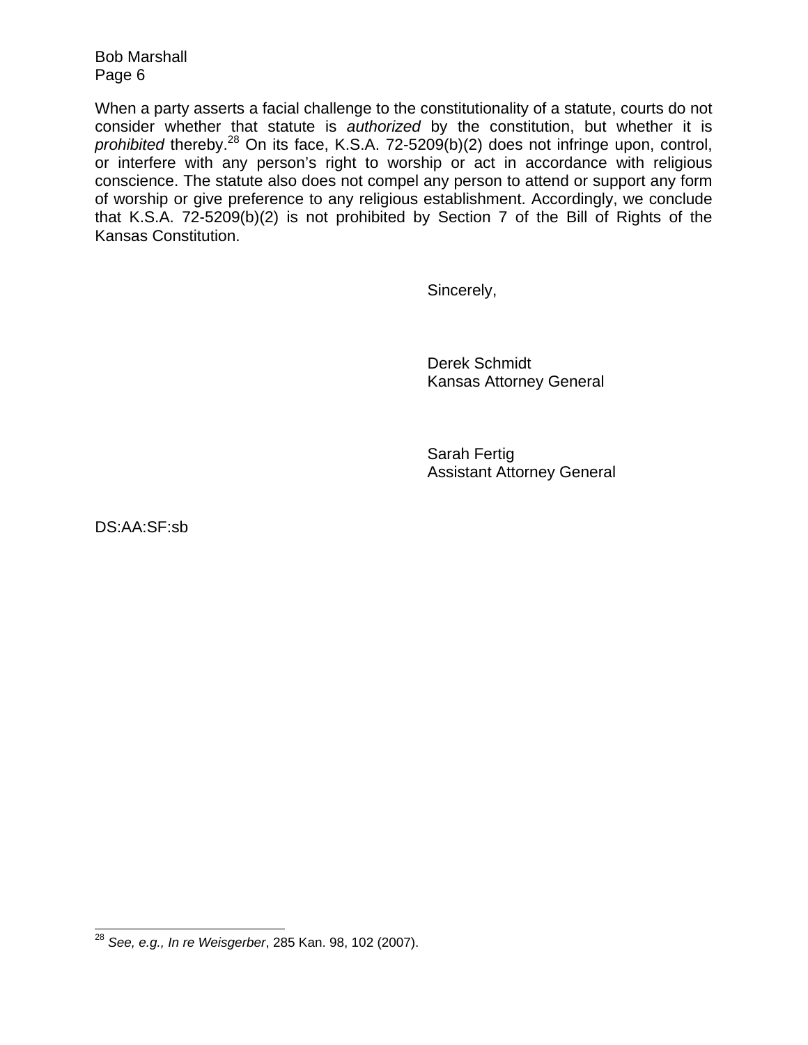When a party asserts a facial challenge to the constitutionality of a statute, courts do not consider whether that statute is *authorized* by the constitution, but whether it is *prohibited* thereby.[28] On its face, K.S.A. 72-5209(b)(2) does not infringe upon, control, or interfere with any person's right to worship or act in accordance with religious conscience. The statute also does not compel any person to attend or support any form of worship or give preference to any religious establishment. Accordingly, we conclude that K.S.A. 72-5209(b)(2) is not prohibited by Section 7 of the Bill of Rights of the Kansas Constitution.

Sincerely,

Derek Schmidt
Kansas Attorney General

Sarah Fertig
Assistant Attorney General

DS:AA:SF:sb

---

[28] *See, e.g., In re Weisgerber*, 285 Kan. 98, 102 (2007).